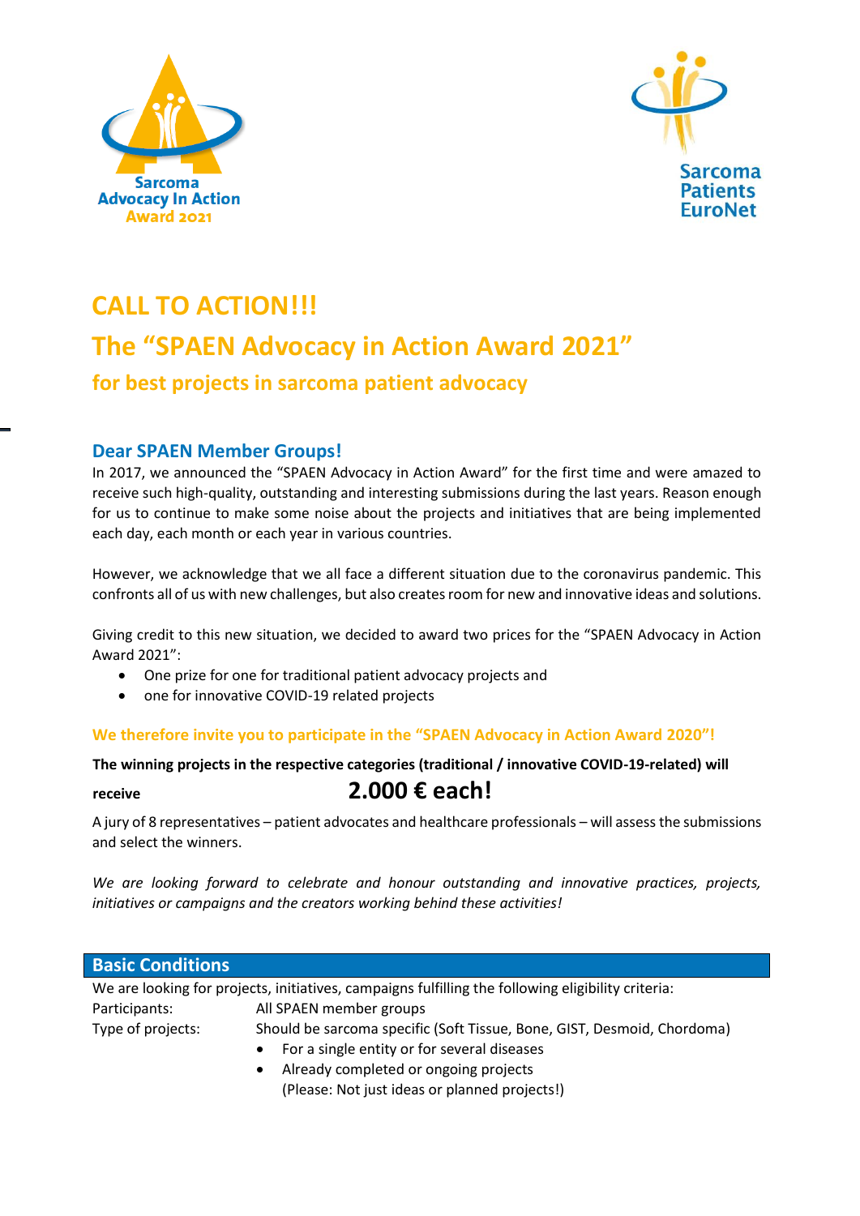Sarcoma Advocacy In Action Award 2021

Sarcoma Patients EuroNet

# CALL TO ACTION!!!

# The “SPAEN Advocacy in Action Award 2021”

### for best projects in sarcoma patient advocacy

## Dear SPAEN Member Groups!

In 2017, we announced the “SPAEN Advocacy in Action Award” for the first time and were amazed to receive such high-quality, outstanding and interesting submissions during the last years. Reason enough for us to continue to make some noise about the projects and initiatives that are being implemented each day, each month or each year in various countries.

However, we acknowledge that we all face a different situation due to the coronavirus pandemic. This confronts all of us with new challenges, but also creates room for new and innovative ideas and solutions.

Giving credit to this new situation, we decided to award two prices for the “SPAEN Advocacy in Action Award 2021”:

- One prize for one for traditional patient advocacy projects and
- one for innovative COVID-19 related projects

**We therefore invite you to participate in the “SPAEN Advocacy in Action Award 2020”!**

**The winning projects in the respective categories (traditional / innovative COVID-19-related) will receive 2.000 € each!**

A jury of 8 representatives – patient advocates and healthcare professionals – will assess the submissions and select the winners.

*We are looking forward to celebrate and honour outstanding and innovative practices, projects, initiatives or campaigns and the creators working behind these activities!*

## Basic Conditions

We are looking for projects, initiatives, campaigns fulfilling the following eligibility criteria:

Participants: All SPAEN member groups

Type of projects: Should be sarcoma specific (Soft Tissue, Bone, GIST, Desmoid, Chordoma)

- For a single entity or for several diseases
- Already completed or ongoing projects
  (Please: Not just ideas or planned projects!)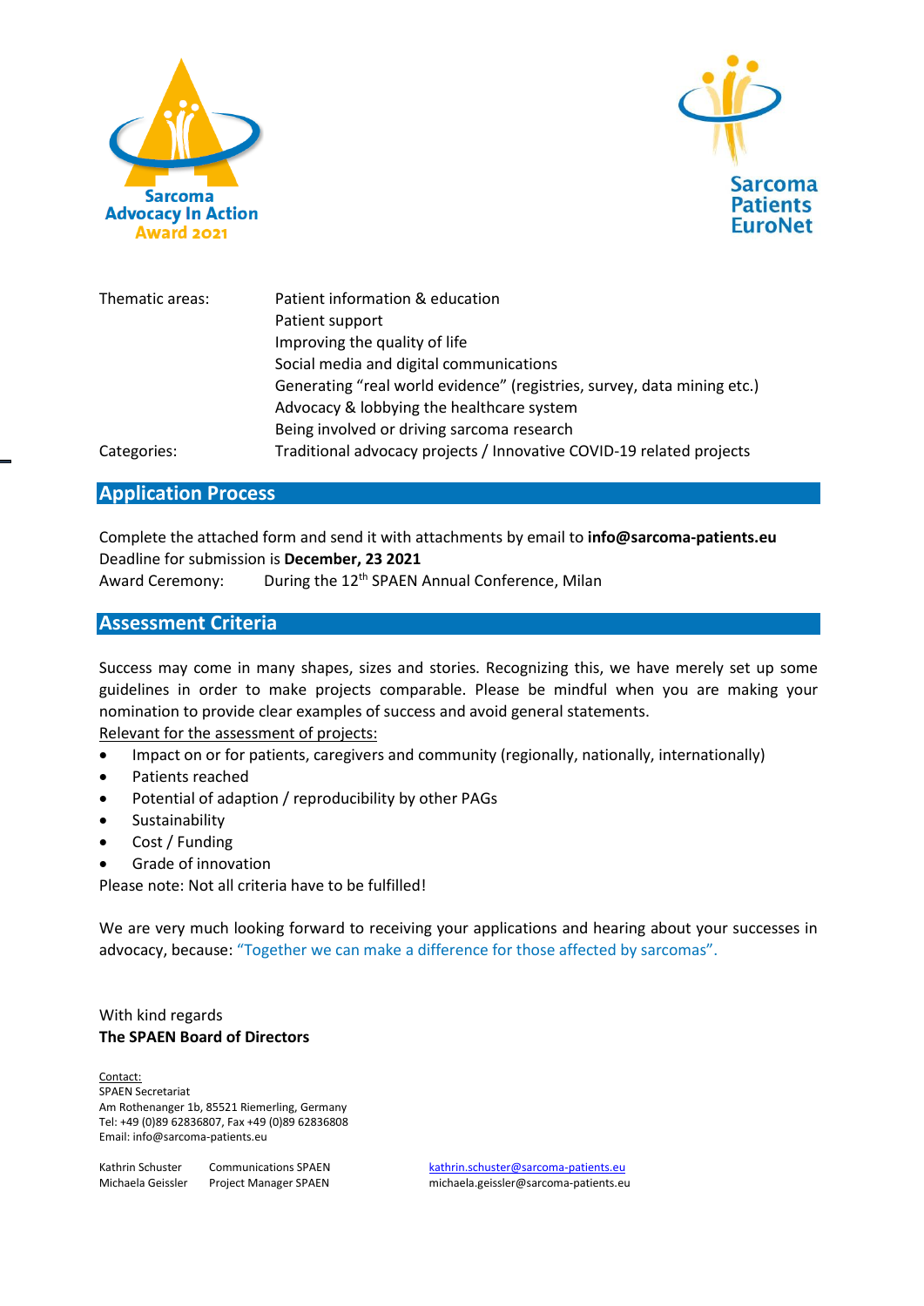Sarcoma Advocacy In Action Award 2021

Sarcoma Patients EuroNet

| | |
|---|---|
| Thematic areas: | Patient information & education |
| | Patient support |
| | Improving the quality of life |
| | Social media and digital communications |
| | Generating "real world evidence" (registries, survey, data mining etc.) |
| | Advocacy & lobbying the healthcare system |
| | Being involved or driving sarcoma research |
| Categories: | Traditional advocacy projects / Innovative COVID-19 related projects |

## Application Process

Complete the attached form and send it with attachments by email to **info@sarcoma-patients.eu**
Deadline for submission is **December, 23 2021**
Award Ceremony: During the 12th SPAEN Annual Conference, Milan

## Assessment Criteria

Success may come in many shapes, sizes and stories. Recognizing this, we have merely set up some guidelines in order to make projects comparable. Please be mindful when you are making your nomination to provide clear examples of success and avoid general statements.

Relevant for the assessment of projects:

- Impact on or for patients, caregivers and community (regionally, nationally, internationally)
- Patients reached
- Potential of adaption / reproducibility by other PAGs
- Sustainability
- Cost / Funding
- Grade of innovation

Please note: Not all criteria have to be fulfilled!

We are very much looking forward to receiving your applications and hearing about your successes in advocacy, because: "Together we can make a difference for those affected by sarcomas".

With kind regards
**The SPAEN Board of Directors**

Contact:
SPAEN Secretariat
Am Rothenanger 1b, 85521 Riemerling, Germany
Tel: +49 (0)89 62836807, Fax +49 (0)89 62836808
Email: info@sarcoma-patients.eu

| | | |
|---|---|---|
| Kathrin Schuster | Communications SPAEN | kathrin.schuster@sarcoma-patients.eu |
| Michaela Geissler | Project Manager SPAEN | michaela.geissler@sarcoma-patients.eu |